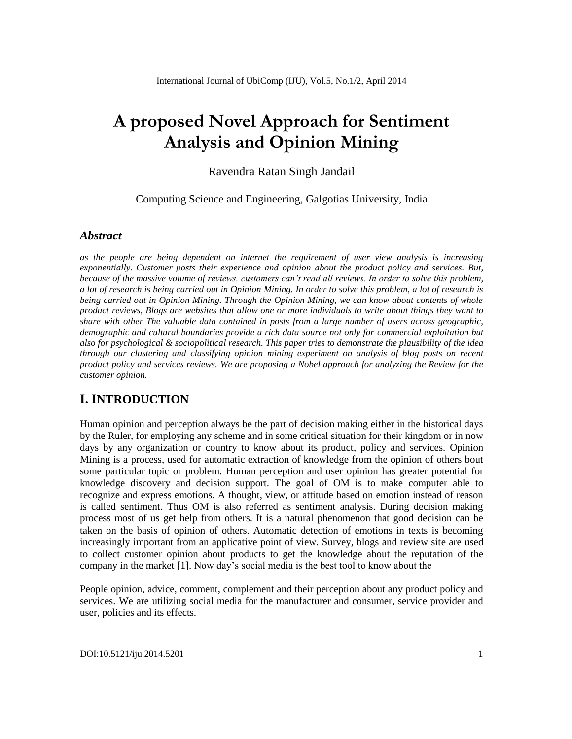# A proposed Novel Approach for Sentiment Analysis and Opinion Mining

Ravendra Ratan Singh Jandail

Computing Science and Engineering, Galgotias University, India

## *Abstract*

*as the people are being dependent on internet the requirement of user view analysis is increasing exponentially. Customer posts their experience and opinion about the product policy and services. But, because of the massive volume of reviews, customers can't read all reviews. In order to solve this problem, a lot of research is being carried out in Opinion Mining. In order to solve this problem, a lot of research is being carried out in Opinion Mining. Through the Opinion Mining, we can know about contents of whole product reviews, Blogs are websites that allow one or more individuals to write about things they want to share with other The valuable data contained in posts from a large number of users across geographic, demographic and cultural boundaries provide a rich data source not only for commercial exploitation but also for psychological & sociopolitical research. This paper tries to demonstrate the plausibility of the idea through our clustering and classifying opinion mining experiment on analysis of blog posts on recent product policy and services reviews. We are proposing a Nobel approach for analyzing the Review for the customer opinion.*

## I. INTRODUCTION

Human opinion and perception always be the part of decision making either in the historical days by the Ruler, for employing any scheme and in some critical situation for their kingdom or in now days by any organization or country to know about its product, policy and services. Opinion Mining is a process, used for automatic extraction of knowledge from the opinion of others bout some particular topic or problem. Human perception and user opinion has greater potential for knowledge discovery and decision support. The goal of OM is to make computer able to recognize and express emotions. A thought, view, or attitude based on emotion instead of reason is called sentiment. Thus OM is also referred as sentiment analysis. During decision making process most of us get help from others. It is a natural phenomenon that good decision can be taken on the basis of opinion of others. Automatic detection of emotions in texts is becoming increasingly important from an applicative point of view. Survey, blogs and review site are used to collect customer opinion about products to get the knowledge about the reputation of the company in the market [1]. Now day's social media is the best tool to know about the

People opinion, advice, comment, complement and their perception about any product policy and services. We are utilizing social media for the manufacturer and consumer, service provider and user, policies and its effects.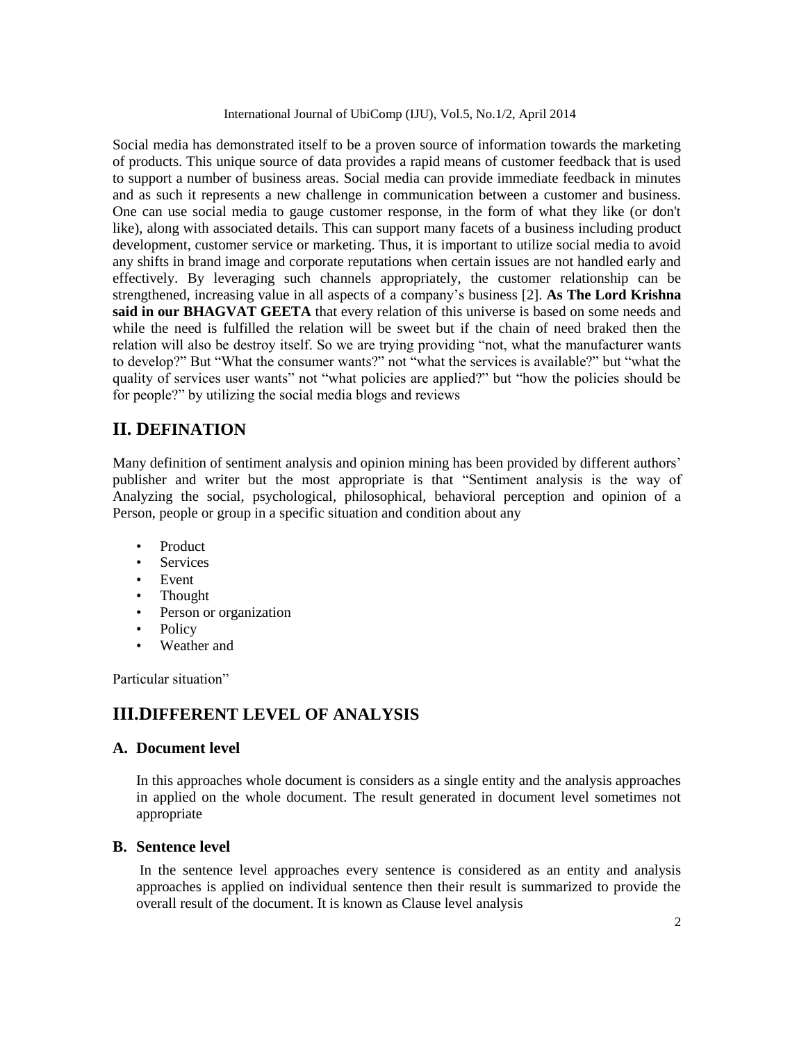Social media has demonstrated itself to be a proven source of information towards the marketing of products. This unique source of data provides a rapid means of customer feedback that is used to support a number of business areas. Social media can provide immediate feedback in minutes and as such it represents a new challenge in communication between a customer and business. One can use social media to gauge customer response, in the form of what they like (or don't like), along with associated details. This can support many facets of a business including product development, customer service or marketing. Thus, it is important to utilize social media to avoid any shifts in brand image and corporate reputations when certain issues are not handled early and effectively. By leveraging such channels appropriately, the customer relationship can be strengthened, increasing value in all aspects of a company's business [2]. **As The Lord Krishna said in our BHAGVAT GEETA** that every relation of this universe is based on some needs and while the need is fulfilled the relation will be sweet but if the chain of need braked then the relation will also be destroy itself. So we are trying providing "not, what the manufacturer wants to develop?" But "What the consumer wants?" not "what the services is available?" but "what the quality of services user wants" not "what policies are applied?" but "how the policies should be for people?" by utilizing the social media blogs and reviews

## II. DEFINATION

Many definition of sentiment analysis and opinion mining has been provided by different authors' publisher and writer but the most appropriate is that "Sentiment analysis is the way of Analyzing the social, psychological, philosophical, behavioral perception and opinion of a Person, people or group in a specific situation and condition about any

- Product
- Services
- Event
- Thought
- Person or organization
- Policy
- Weather and

Particular situation"

## III.DIFFERENT LEVEL OF ANALYSIS

### A. Document level

In this approaches whole document is considers as a single entity and the analysis approaches in applied on the whole document. The result generated in document level sometimes not appropriate

### B. Sentence level

In the sentence level approaches every sentence is considered as an entity and analysis approaches is applied on individual sentence then their result is summarized to provide the overall result of the document. It is known as Clause level analysis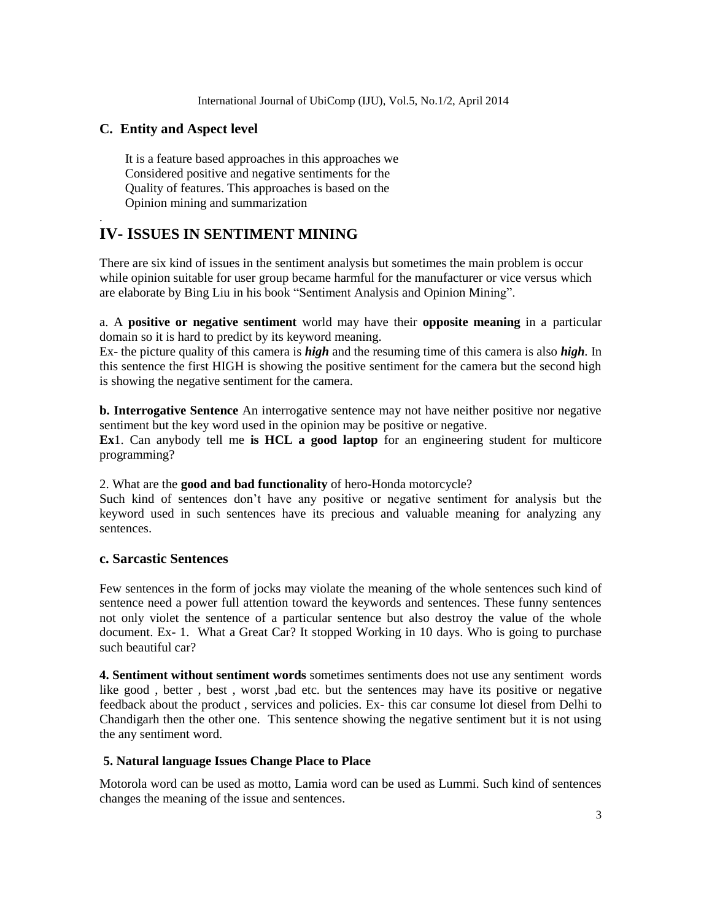### C. Entity and Aspect level

It is a feature based approaches in this approaches we Considered positive and negative sentiments for the Quality of features. This approaches is based on the Opinion mining and summarization

.

## IV- ISSUES IN SENTIMENT MINING

There are six kind of issues in the sentiment analysis but sometimes the main problem is occur while opinion suitable for user group became harmful for the manufacturer or vice versus which are elaborate by Bing Liu in his book "Sentiment Analysis and Opinion Mining".

a. A **positive or negative sentiment** world may have their **opposite meaning** in a particular domain so it is hard to predict by its keyword meaning.

Ex- the picture quality of this camera is ***high*** and the resuming time of this camera is also ***high***. In this sentence the first HIGH is showing the positive sentiment for the camera but the second high is showing the negative sentiment for the camera.

**b. Interrogative Sentence** An interrogative sentence may not have neither positive nor negative sentiment but the key word used in the opinion may be positive or negative.

**Ex**1. Can anybody tell me **is HCL a good laptop** for an engineering student for multicore programming?

2. What are the **good and bad functionality** of hero-Honda motorcycle?

Such kind of sentences don't have any positive or negative sentiment for analysis but the keyword used in such sentences have its precious and valuable meaning for analyzing any sentences.

### c. Sarcastic Sentences

Few sentences in the form of jocks may violate the meaning of the whole sentences such kind of sentence need a power full attention toward the keywords and sentences. These funny sentences not only violet the sentence of a particular sentence but also destroy the value of the whole document. Ex- 1. What a Great Car? It stopped Working in 10 days. Who is going to purchase such beautiful car?

**4. Sentiment without sentiment words** sometimes sentiments does not use any sentiment words like good , better , best , worst ,bad etc. but the sentences may have its positive or negative feedback about the product , services and policies. Ex- this car consume lot diesel from Delhi to Chandigarh then the other one. This sentence showing the negative sentiment but it is not using the any sentiment word.

**5. Natural language Issues Change Place to Place**

Motorola word can be used as motto, Lamia word can be used as Lummi. Such kind of sentences changes the meaning of the issue and sentences.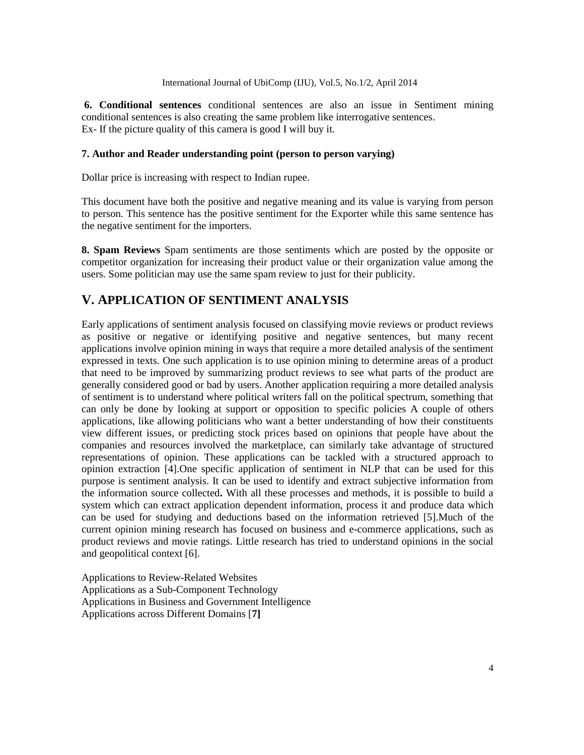**6. Conditional sentences** conditional sentences are also an issue in Sentiment mining conditional sentences is also creating the same problem like interrogative sentences.
Ex- If the picture quality of this camera is good I will buy it.

**7. Author and Reader understanding point (person to person varying)**

Dollar price is increasing with respect to Indian rupee.

This document have both the positive and negative meaning and its value is varying from person to person. This sentence has the positive sentiment for the Exporter while this same sentence has the negative sentiment for the importers.

**8. Spam Reviews** Spam sentiments are those sentiments which are posted by the opposite or competitor organization for increasing their product value or their organization value among the users. Some politician may use the same spam review to just for their publicity.

## V. APPLICATION OF SENTIMENT ANALYSIS

Early applications of sentiment analysis focused on classifying movie reviews or product reviews as positive or negative or identifying positive and negative sentences, but many recent applications involve opinion mining in ways that require a more detailed analysis of the sentiment expressed in texts. One such application is to use opinion mining to determine areas of a product that need to be improved by summarizing product reviews to see what parts of the product are generally considered good or bad by users. Another application requiring a more detailed analysis of sentiment is to understand where political writers fall on the political spectrum, something that can only be done by looking at support or opposition to specific policies A couple of others applications, like allowing politicians who want a better understanding of how their constituents view different issues, or predicting stock prices based on opinions that people have about the companies and resources involved the marketplace, can similarly take advantage of structured representations of opinion. These applications can be tackled with a structured approach to opinion extraction [4].One specific application of sentiment in NLP that can be used for this purpose is sentiment analysis. It can be used to identify and extract subjective information from the information source collected**.** With all these processes and methods, it is possible to build a system which can extract application dependent information, process it and produce data which can be used for studying and deductions based on the information retrieved [5].Much of the current opinion mining research has focused on business and e-commerce applications, such as product reviews and movie ratings. Little research has tried to understand opinions in the social and geopolitical context [6].

Applications to Review-Related Websites
Applications as a Sub-Component Technology
Applications in Business and Government Intelligence
Applications across Different Domains [**7]**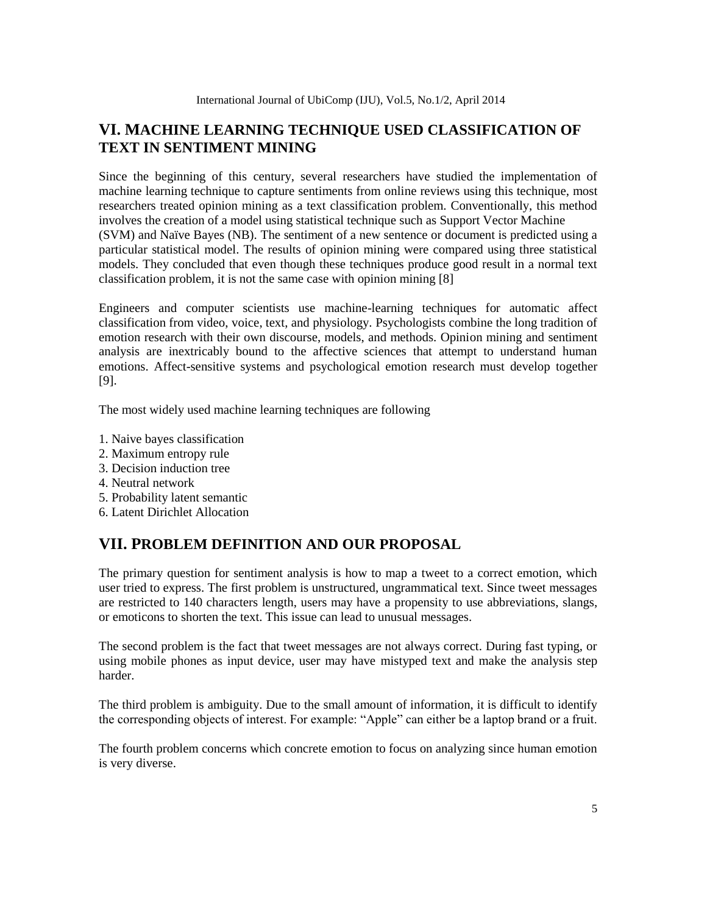## VI. MACHINE LEARNING TECHNIQUE USED CLASSIFICATION OF TEXT IN SENTIMENT MINING

Since the beginning of this century, several researchers have studied the implementation of machine learning technique to capture sentiments from online reviews using this technique, most researchers treated opinion mining as a text classification problem. Conventionally, this method involves the creation of a model using statistical technique such as Support Vector Machine (SVM) and Naïve Bayes (NB). The sentiment of a new sentence or document is predicted using a particular statistical model. The results of opinion mining were compared using three statistical models. They concluded that even though these techniques produce good result in a normal text classification problem, it is not the same case with opinion mining [8]

Engineers and computer scientists use machine-learning techniques for automatic affect classification from video, voice, text, and physiology. Psychologists combine the long tradition of emotion research with their own discourse, models, and methods. Opinion mining and sentiment analysis are inextricably bound to the affective sciences that attempt to understand human emotions. Affect-sensitive systems and psychological emotion research must develop together [9].

The most widely used machine learning techniques are following

1. Naive bayes classification
2. Maximum entropy rule
3. Decision induction tree
4. Neutral network
5. Probability latent semantic
6. Latent Dirichlet Allocation

## VII. PROBLEM DEFINITION AND OUR PROPOSAL

The primary question for sentiment analysis is how to map a tweet to a correct emotion, which user tried to express. The first problem is unstructured, ungrammatical text. Since tweet messages are restricted to 140 characters length, users may have a propensity to use abbreviations, slangs, or emoticons to shorten the text. This issue can lead to unusual messages.

The second problem is the fact that tweet messages are not always correct. During fast typing, or using mobile phones as input device, user may have mistyped text and make the analysis step harder.

The third problem is ambiguity. Due to the small amount of information, it is difficult to identify the corresponding objects of interest. For example: "Apple" can either be a laptop brand or a fruit.

The fourth problem concerns which concrete emotion to focus on analyzing since human emotion is very diverse.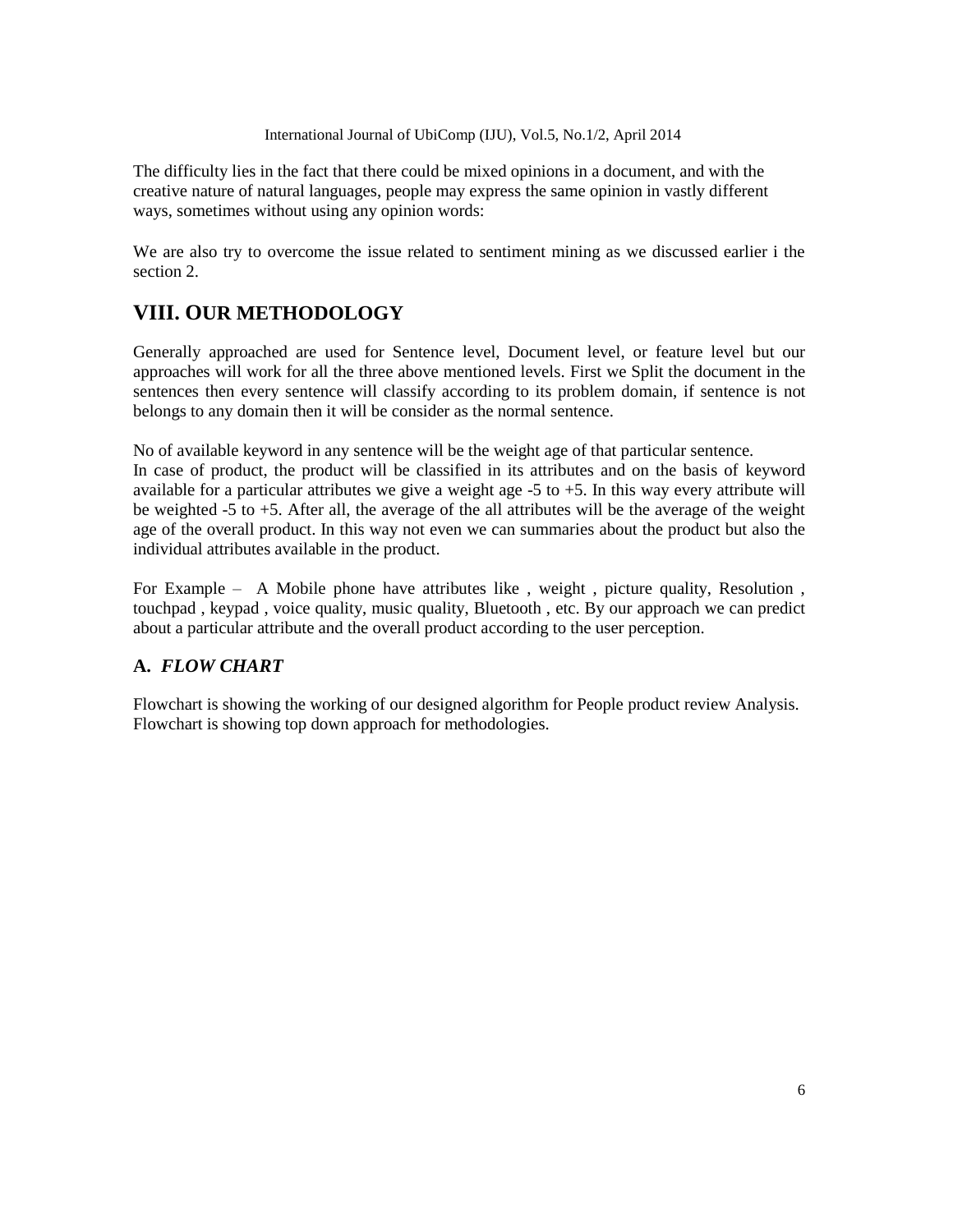The difficulty lies in the fact that there could be mixed opinions in a document, and with the creative nature of natural languages, people may express the same opinion in vastly different ways, sometimes without using any opinion words:

We are also try to overcome the issue related to sentiment mining as we discussed earlier i the section 2.

## VIII. OUR METHODOLOGY

Generally approached are used for Sentence level, Document level, or feature level but our approaches will work for all the three above mentioned levels. First we Split the document in the sentences then every sentence will classify according to its problem domain, if sentence is not belongs to any domain then it will be consider as the normal sentence.

No of available keyword in any sentence will be the weight age of that particular sentence.
In case of product, the product will be classified in its attributes and on the basis of keyword available for a particular attributes we give a weight age -5 to +5. In this way every attribute will be weighted -5 to +5. After all, the average of the all attributes will be the average of the weight age of the overall product. In this way not even we can summaries about the product but also the individual attributes available in the product.

For Example – A Mobile phone have attributes like , weight , picture quality, Resolution , touchpad , keypad , voice quality, music quality, Bluetooth , etc. By our approach we can predict about a particular attribute and the overall product according to the user perception.

### A. *FLOW CHART*

Flowchart is showing the working of our designed algorithm for People product review Analysis.
Flowchart is showing top down approach for methodologies.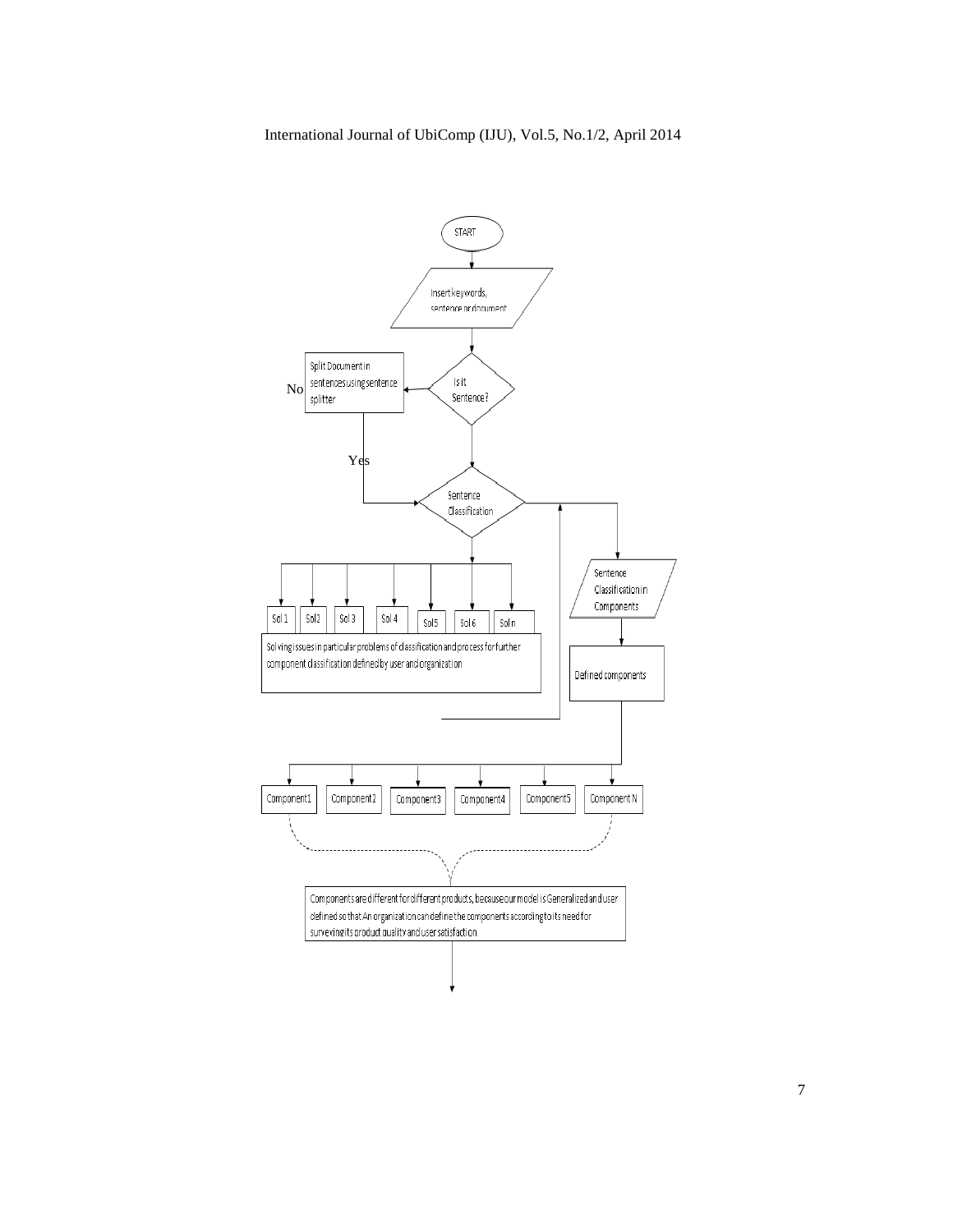START

Insert keywords, sentence or document

Is it Sentence?

No

Split Document in sentences using sentence splitter

Yes

Sentence Classification

Sol 1 | Sol2 | Sol 3 | Sol 4 | Sol5 | Sol 6 | Sol n

Solving issues in particular problems of classification and process for further component classification defined by user and organization

Sentence Classification in Components

Defined components

Component1 | Component2 | Component3 | Component4 | Component5 | Component N

Components are different for different products, because our model is Generalized and user defined so that An organization can define the components according to its need for surveying its product quality and user satisfaction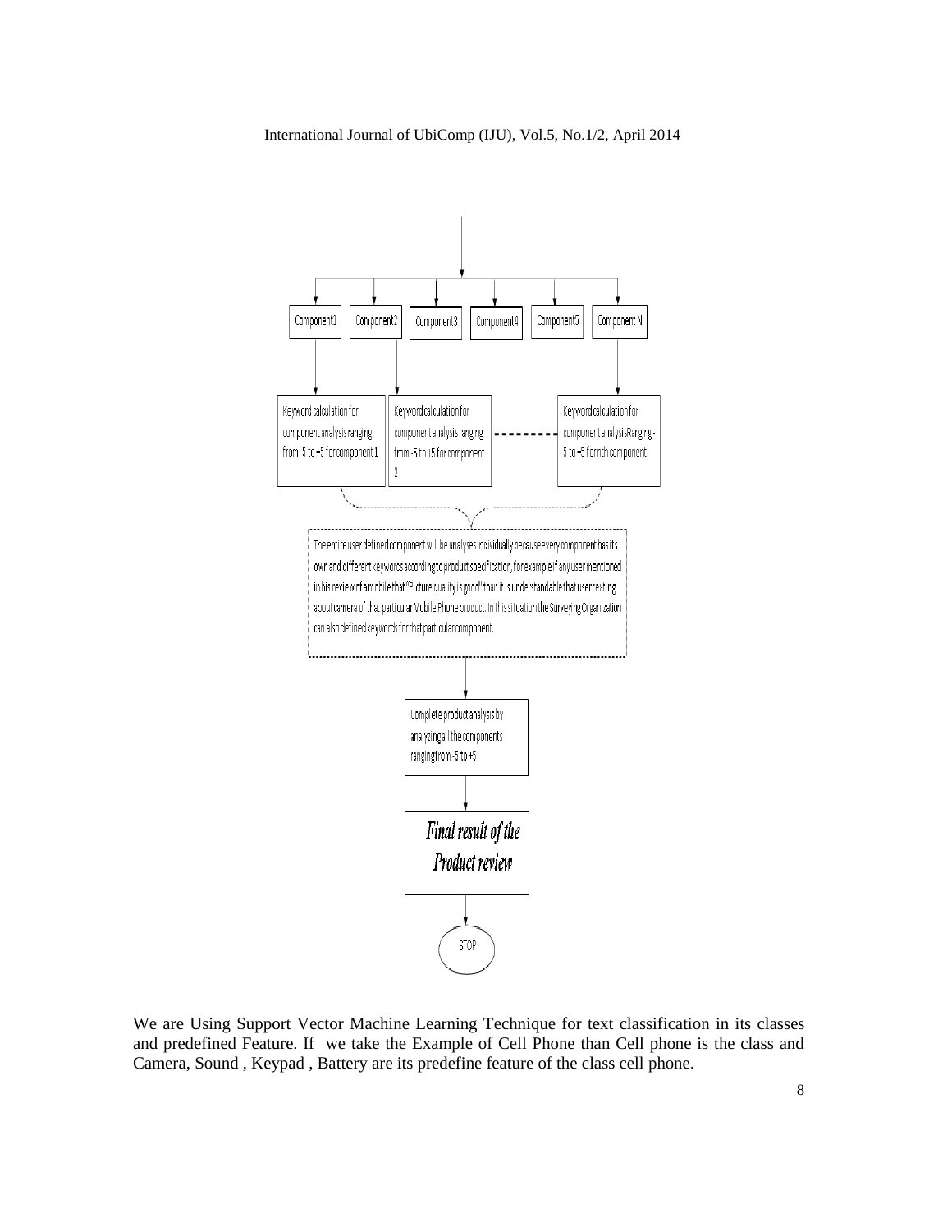Component1 | Component2 | Component3 | Component4 | Component5 | Component N

Keyword calculation for component analysis ranging from -5 to +5 for component 1

Keyword calculation for component analysis ranging from -5 to +5 for component 2

Keyword calculation for component analysis Ranging -5 to +5 for nth component

The entire user defined component will be analyses individually because every component has its own and different keywords according to product specification, for example if any user mentioned in his review of a mobile that "Picture quality is good" than it is understandable that user texting about camera of that particular Mobile Phone product. In this situation the Surveying Organization can also defined keywords for that particular component.

Complete product analysis by analyzing all the components ranging from -5 to +5

*Final result of the Product review*

STOP

We are Using Support Vector Machine Learning Technique for text classification in its classes and predefined Feature. If we take the Example of Cell Phone than Cell phone is the class and Camera, Sound , Keypad , Battery are its predefine feature of the class cell phone.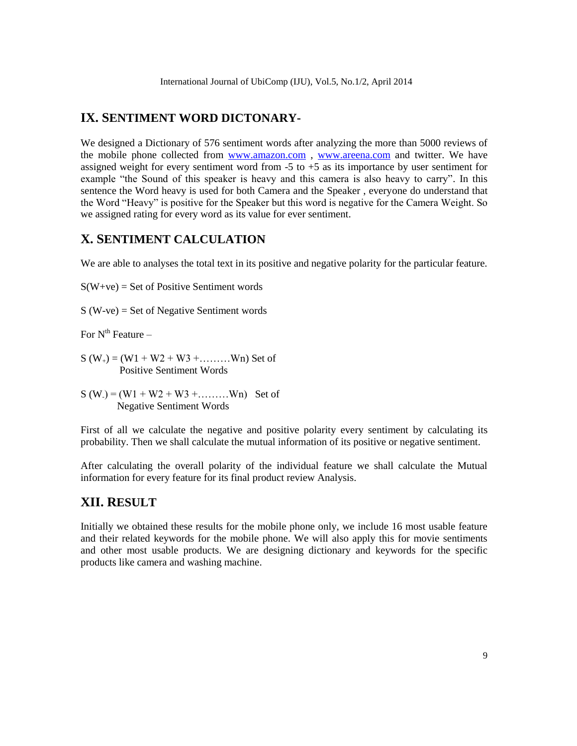## IX. SENTIMENT WORD DICTONARY-

We designed a Dictionary of 576 sentiment words after analyzing the more than 5000 reviews of the mobile phone collected from www.amazon.com , www.areena.com and twitter. We have assigned weight for every sentiment word from -5 to +5 as its importance by user sentiment for example "the Sound of this speaker is heavy and this camera is also heavy to carry". In this sentence the Word heavy is used for both Camera and the Speaker , everyone do understand that the Word "Heavy" is positive for the Speaker but this word is negative for the Camera Weight. So we assigned rating for every word as its value for ever sentiment.

## X. SENTIMENT CALCULATION

We are able to analyses the total text in its positive and negative polarity for the particular feature.

S(W+ve) = Set of Positive Sentiment words

S (W-ve) = Set of Negative Sentiment words

For $N^{th}$ Feature –

$S(W_{+}) = (W1 + W2 + W3 + \ldots\ldots\ldots Wn)$ Set of Positive Sentiment Words

$S(W_{-}) = (W1 + W2 + W3 + \ldots\ldots\ldots Wn)$ Set of Negative Sentiment Words

First of all we calculate the negative and positive polarity every sentiment by calculating its probability. Then we shall calculate the mutual information of its positive or negative sentiment.

After calculating the overall polarity of the individual feature we shall calculate the Mutual information for every feature for its final product review Analysis.

## XII. RESULT

Initially we obtained these results for the mobile phone only, we include 16 most usable feature and their related keywords for the mobile phone. We will also apply this for movie sentiments and other most usable products. We are designing dictionary and keywords for the specific products like camera and washing machine.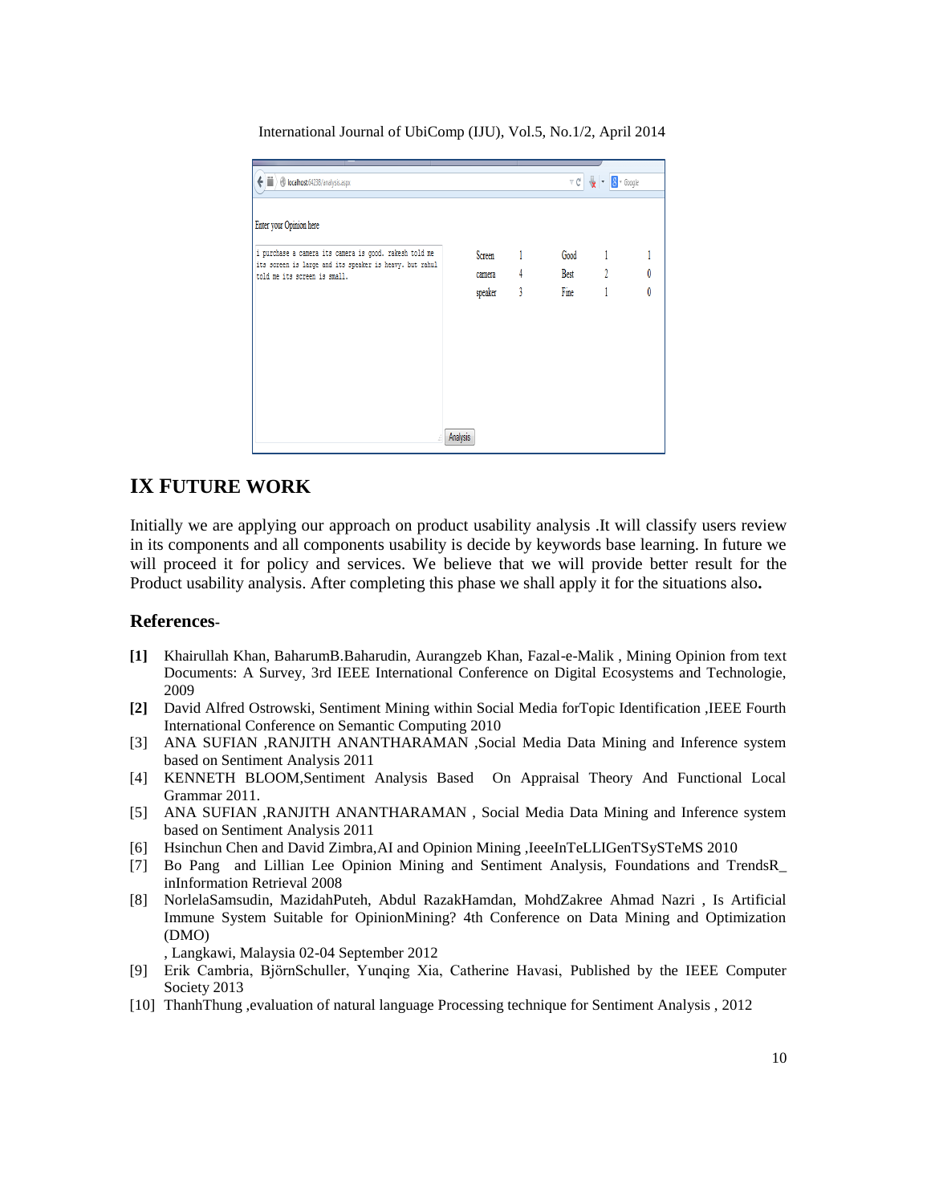## IX FUTURE WORK

Initially we are applying our approach on product usability analysis .It will classify users review in its components and all components usability is decide by keywords base learning. In future we will proceed it for policy and services. We believe that we will provide better result for the Product usability analysis. After completing this phase we shall apply it for the situations also**.**

### References-

**[1]** Khairullah Khan, BaharumB.Baharudin, Aurangzeb Khan, Fazal-e-Malik , Mining Opinion from text Documents: A Survey, 3rd IEEE International Conference on Digital Ecosystems and Technologie, 2009

**[2]** David Alfred Ostrowski, Sentiment Mining within Social Media forTopic Identification ,IEEE Fourth International Conference on Semantic Computing 2010

[3] ANA SUFIAN ,RANJITH ANANTHARAMAN ,Social Media Data Mining and Inference system based on Sentiment Analysis 2011

[4] KENNETH BLOOM,Sentiment Analysis Based On Appraisal Theory And Functional Local Grammar 2011.

[5] ANA SUFIAN ,RANJITH ANANTHARAMAN , Social Media Data Mining and Inference system based on Sentiment Analysis 2011

[6] Hsinchun Chen and David Zimbra,AI and Opinion Mining ,IeeeInTeLLIGenTSySTeMS 2010

[7] Bo Pang and Lillian Lee Opinion Mining and Sentiment Analysis, Foundations and TrendsR_ inInformation Retrieval 2008

[8] NorlelaSamsudin, MazidahPuteh, Abdul RazakHamdan, MohdZakree Ahmad Nazri , Is Artificial Immune System Suitable for OpinionMining? 4th Conference on Data Mining and Optimization (DMO)
, Langkawi, Malaysia 02-04 September 2012

[9] Erik Cambria, BjörnSchuller, Yunqing Xia, Catherine Havasi, Published by the IEEE Computer Society 2013

[10] ThanhThung ,evaluation of natural language Processing technique for Sentiment Analysis , 2012